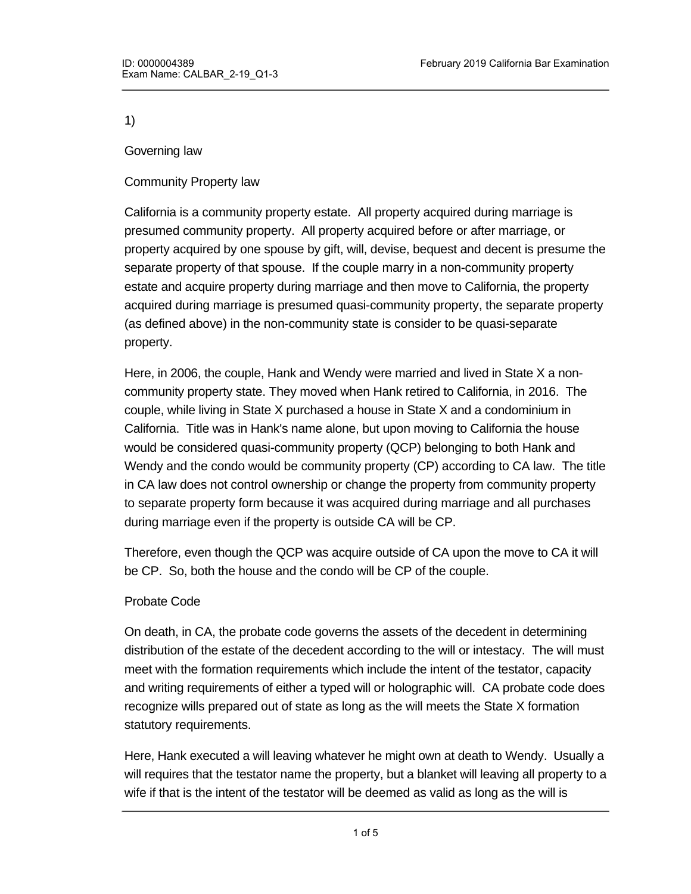1)

Governing law

Community Property law

California is a community property estate. All property acquired during marriage is presumed community property. All property acquired before or after marriage, or property acquired by one spouse by gift, will, devise, bequest and decent is presume the separate property of that spouse. If the couple marry in a non-community property estate and acquire property during marriage and then move to California, the property acquired during marriage is presumed quasi-community property, the separate property (as defined above) in the non-community state is consider to be quasi-separate property.

Here, in 2006, the couple, Hank and Wendy were married and lived in State X a non-community property state. They moved when Hank retired to California, in 2016. The couple, while living in State X purchased a house in State X and a condominium in California. Title was in Hank's name alone, but upon moving to California the house would be considered quasi-community property (QCP) belonging to both Hank and Wendy and the condo would be community property (CP) according to CA law. The title in CA law does not control ownership or change the property from community property to separate property form because it was acquired during marriage and all purchases during marriage even if the property is outside CA will be CP.

Therefore, even though the QCP was acquire outside of CA upon the move to CA it will be CP. So, both the house and the condo will be CP of the couple.

Probate Code

On death, in CA, the probate code governs the assets of the decedent in determining distribution of the estate of the decedent according to the will or intestacy. The will must meet with the formation requirements which include the intent of the testator, capacity and writing requirements of either a typed will or holographic will. CA probate code does recognize wills prepared out of state as long as the will meets the State X formation statutory requirements.

Here, Hank executed a will leaving whatever he might own at death to Wendy. Usually a will requires that the testator name the property, but a blanket will leaving all property to a wife if that is the intent of the testator will be deemed as valid as long as the will is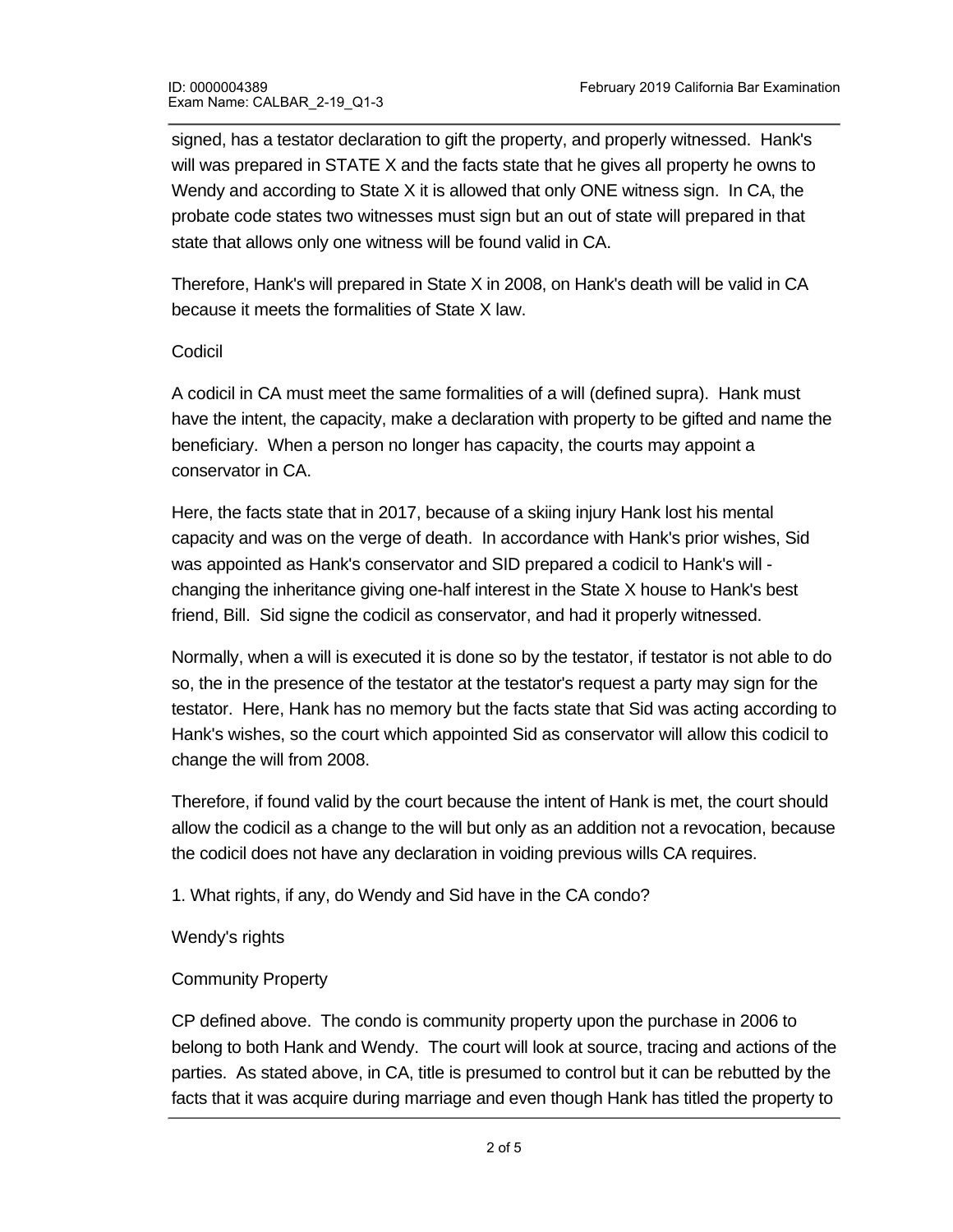signed, has a testator declaration to gift the property, and properly witnessed. Hank's will was prepared in STATE X and the facts state that he gives all property he owns to Wendy and according to State X it is allowed that only ONE witness sign. In CA, the probate code states two witnesses must sign but an out of state will prepared in that state that allows only one witness will be found valid in CA.

Therefore, Hank's will prepared in State X in 2008, on Hank's death will be valid in CA because it meets the formalities of State X law.

Codicil

A codicil in CA must meet the same formalities of a will (defined supra). Hank must have the intent, the capacity, make a declaration with property to be gifted and name the beneficiary. When a person no longer has capacity, the courts may appoint a conservator in CA.

Here, the facts state that in 2017, because of a skiing injury Hank lost his mental capacity and was on the verge of death. In accordance with Hank's prior wishes, Sid was appointed as Hank's conservator and SID prepared a codicil to Hank's will - changing the inheritance giving one-half interest in the State X house to Hank's best friend, Bill. Sid signe the codicil as conservator, and had it properly witnessed.

Normally, when a will is executed it is done so by the testator, if testator is not able to do so, the in the presence of the testator at the testator's request a party may sign for the testator. Here, Hank has no memory but the facts state that Sid was acting according to Hank's wishes, so the court which appointed Sid as conservator will allow this codicil to change the will from 2008.

Therefore, if found valid by the court because the intent of Hank is met, the court should allow the codicil as a change to the will but only as an addition not a revocation, because the codicil does not have any declaration in voiding previous wills CA requires.

1. What rights, if any, do Wendy and Sid have in the CA condo?

Wendy's rights

Community Property

CP defined above. The condo is community property upon the purchase in 2006 to belong to both Hank and Wendy. The court will look at source, tracing and actions of the parties. As stated above, in CA, title is presumed to control but it can be rebutted by the facts that it was acquire during marriage and even though Hank has titled the property to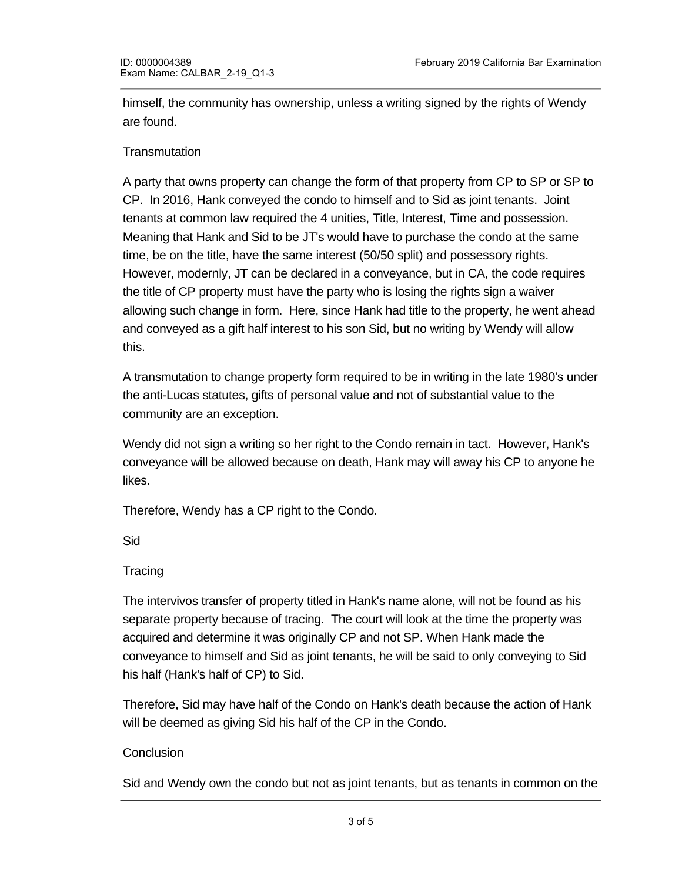himself, the community has ownership, unless a writing signed by the rights of Wendy are found.

Transmutation

A party that owns property can change the form of that property from CP to SP or SP to CP. In 2016, Hank conveyed the condo to himself and to Sid as joint tenants. Joint tenants at common law required the 4 unities, Title, Interest, Time and possession. Meaning that Hank and Sid to be JT's would have to purchase the condo at the same time, be on the title, have the same interest (50/50 split) and possessory rights. However, modernly, JT can be declared in a conveyance, but in CA, the code requires the title of CP property must have the party who is losing the rights sign a waiver allowing such change in form. Here, since Hank had title to the property, he went ahead and conveyed as a gift half interest to his son Sid, but no writing by Wendy will allow this.

A transmutation to change property form required to be in writing in the late 1980's under the anti-Lucas statutes, gifts of personal value and not of substantial value to the community are an exception.

Wendy did not sign a writing so her right to the Condo remain in tact. However, Hank's conveyance will be allowed because on death, Hank may will away his CP to anyone he likes.

Therefore, Wendy has a CP right to the Condo.

Sid

Tracing

The intervivos transfer of property titled in Hank's name alone, will not be found as his separate property because of tracing. The court will look at the time the property was acquired and determine it was originally CP and not SP. When Hank made the conveyance to himself and Sid as joint tenants, he will be said to only conveying to Sid his half (Hank's half of CP) to Sid.

Therefore, Sid may have half of the Condo on Hank's death because the action of Hank will be deemed as giving Sid his half of the CP in the Condo.

Conclusion

Sid and Wendy own the condo but not as joint tenants, but as tenants in common on the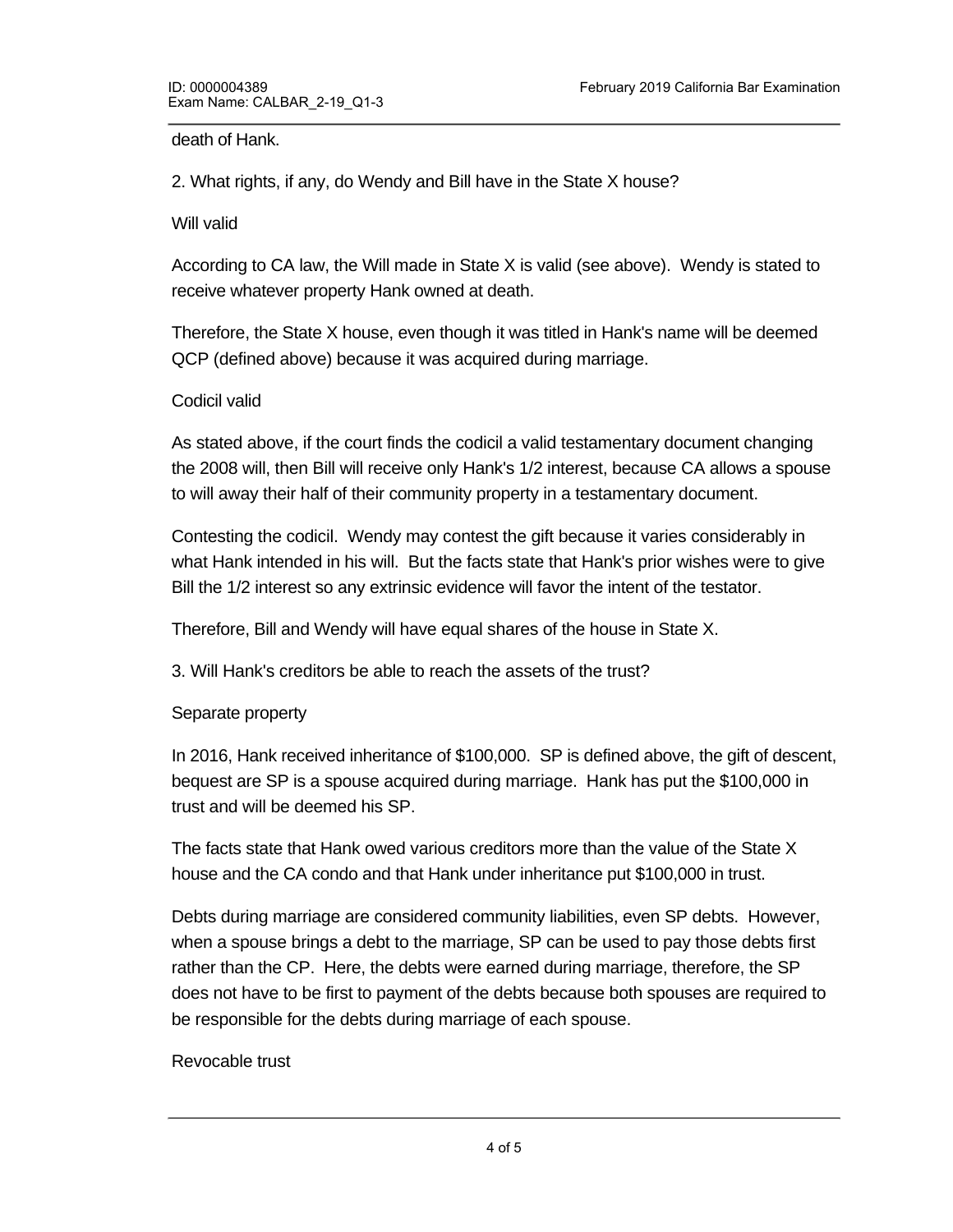death of Hank.

2. What rights, if any, do Wendy and Bill have in the State X house?

Will valid

According to CA law, the Will made in State X is valid (see above). Wendy is stated to receive whatever property Hank owned at death.

Therefore, the State X house, even though it was titled in Hank's name will be deemed QCP (defined above) because it was acquired during marriage.

Codicil valid

As stated above, if the court finds the codicil a valid testamentary document changing the 2008 will, then Bill will receive only Hank's 1/2 interest, because CA allows a spouse to will away their half of their community property in a testamentary document.

Contesting the codicil. Wendy may contest the gift because it varies considerably in what Hank intended in his will. But the facts state that Hank's prior wishes were to give Bill the 1/2 interest so any extrinsic evidence will favor the intent of the testator.

Therefore, Bill and Wendy will have equal shares of the house in State X.

3. Will Hank's creditors be able to reach the assets of the trust?

Separate property

In 2016, Hank received inheritance of $100,000. SP is defined above, the gift of descent, bequest are SP is a spouse acquired during marriage. Hank has put the $100,000 in trust and will be deemed his SP.

The facts state that Hank owed various creditors more than the value of the State X house and the CA condo and that Hank under inheritance put $100,000 in trust.

Debts during marriage are considered community liabilities, even SP debts. However, when a spouse brings a debt to the marriage, SP can be used to pay those debts first rather than the CP. Here, the debts were earned during marriage, therefore, the SP does not have to be first to payment of the debts because both spouses are required to be responsible for the debts during marriage of each spouse.

Revocable trust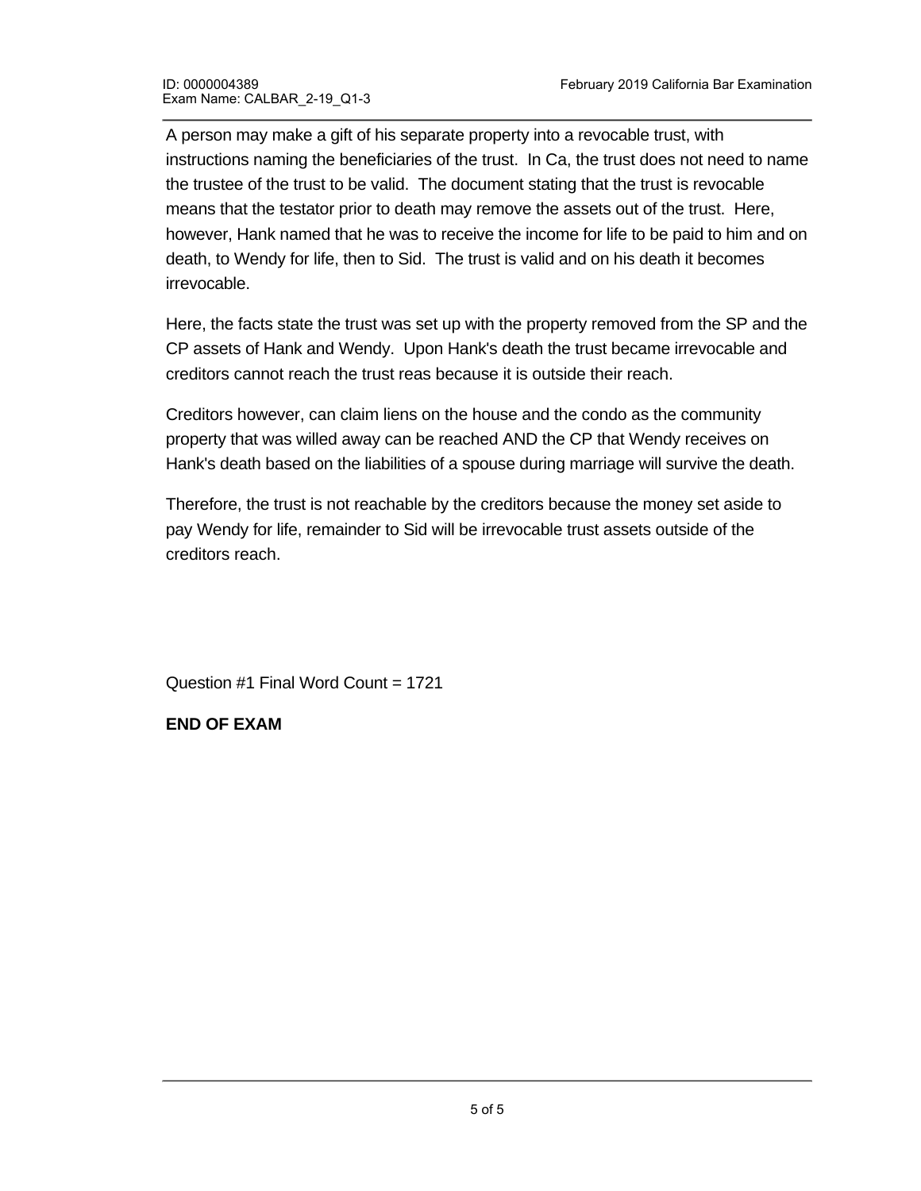A person may make a gift of his separate property into a revocable trust, with instructions naming the beneficiaries of the trust. In Ca, the trust does not need to name the trustee of the trust to be valid. The document stating that the trust is revocable means that the testator prior to death may remove the assets out of the trust. Here, however, Hank named that he was to receive the income for life to be paid to him and on death, to Wendy for life, then to Sid. The trust is valid and on his death it becomes irrevocable.

Here, the facts state the trust was set up with the property removed from the SP and the CP assets of Hank and Wendy. Upon Hank's death the trust became irrevocable and creditors cannot reach the trust reas because it is outside their reach.

Creditors however, can claim liens on the house and the condo as the community property that was willed away can be reached AND the CP that Wendy receives on Hank's death based on the liabilities of a spouse during marriage will survive the death.

Therefore, the trust is not reachable by the creditors because the money set aside to pay Wendy for life, remainder to Sid will be irrevocable trust assets outside of the creditors reach.

Question #1 Final Word Count = 1721

**END OF EXAM**